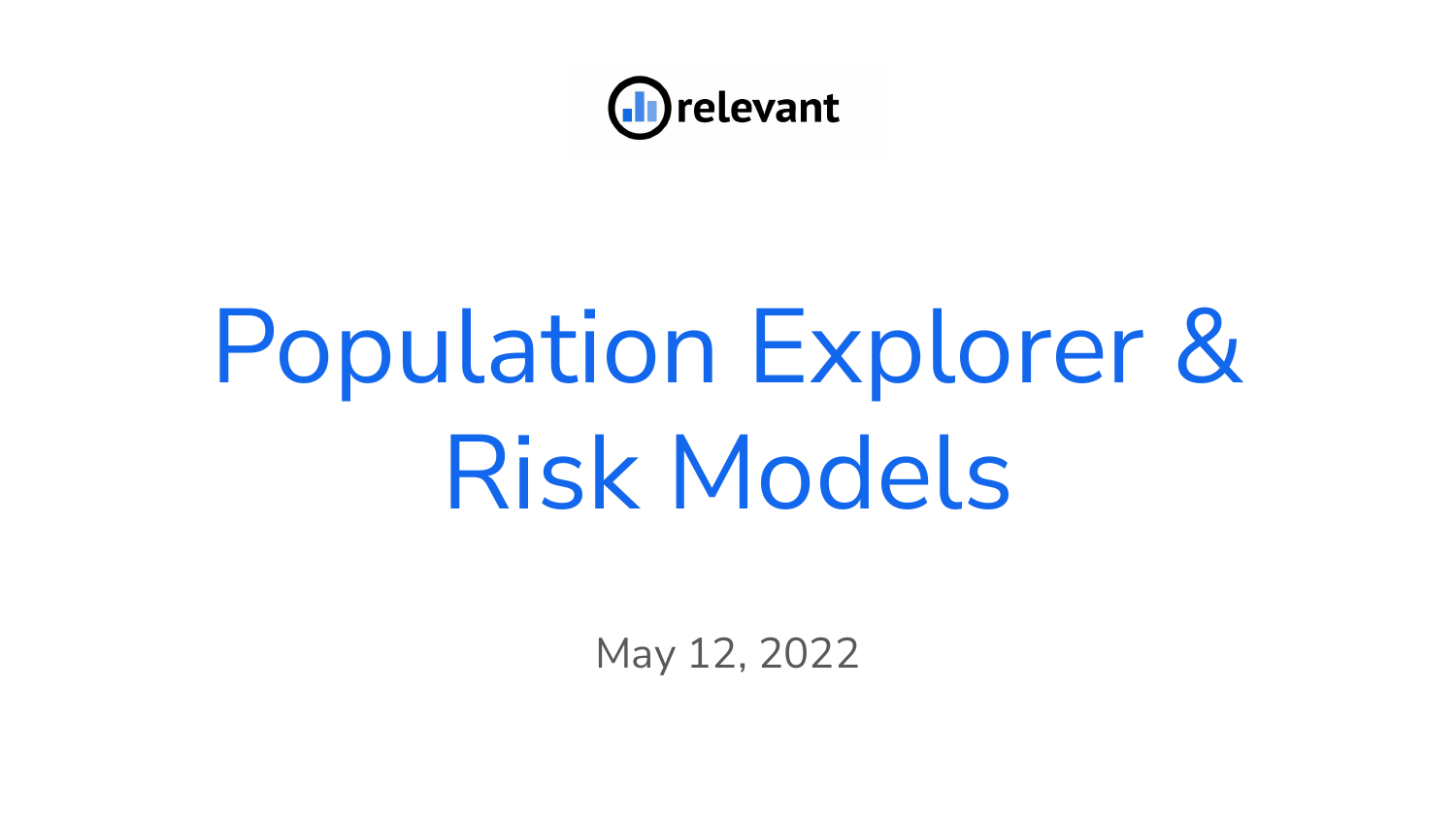relevant

# Population Explorer & Risk Models

May 12, 2022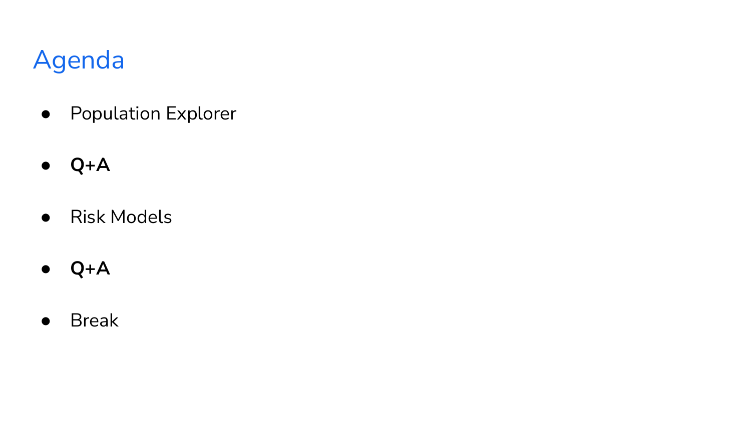# Agenda

- Population Explorer
- **Q+A**
- Risk Models
- **Q+A**
- Break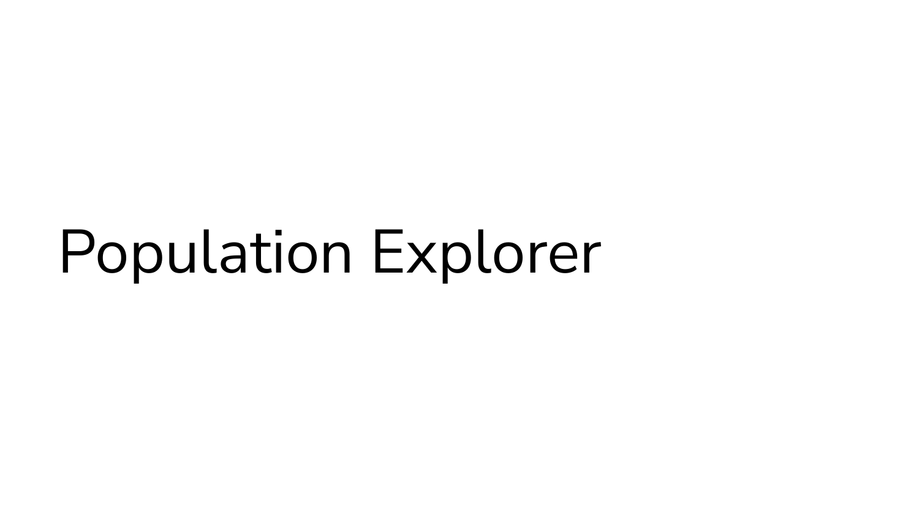# Population Explorer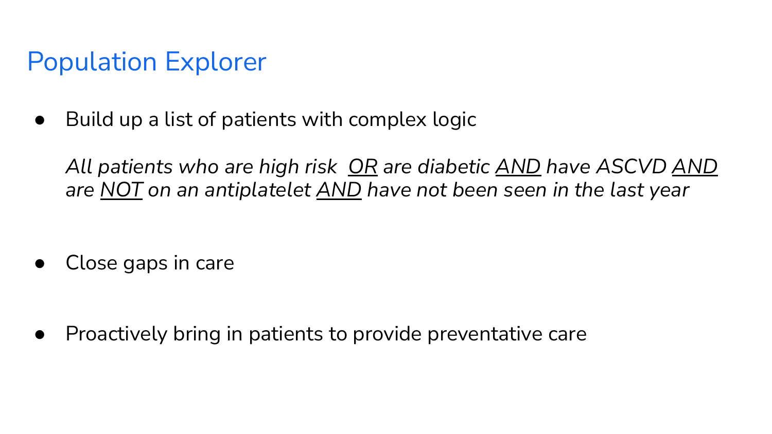# Population Explorer

- Build up a list of patients with complex logic

  *All patients who are high risk <u>OR</u> are diabetic <u>AND</u> have ASCVD <u>AND</u> are <u>NOT</u> on an antiplatelet <u>AND</u> have not been seen in the last year*

- Close gaps in care

- Proactively bring in patients to provide preventative care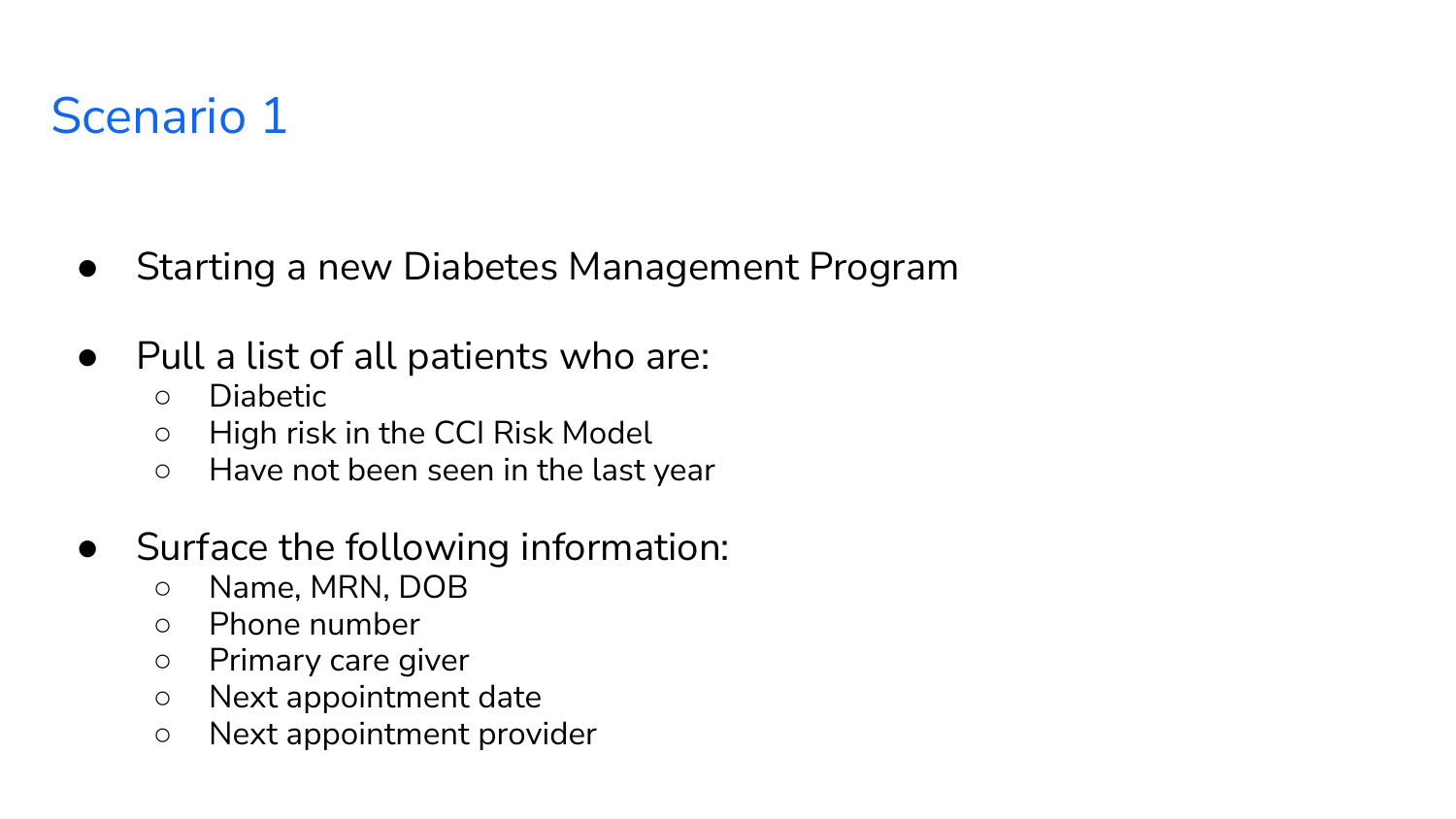# Scenario 1

- Starting a new Diabetes Management Program

- Pull a list of all patients who are:
  - Diabetic
  - High risk in the CCI Risk Model
  - Have not been seen in the last year

- Surface the following information:
  - Name, MRN, DOB
  - Phone number
  - Primary care giver
  - Next appointment date
  - Next appointment provider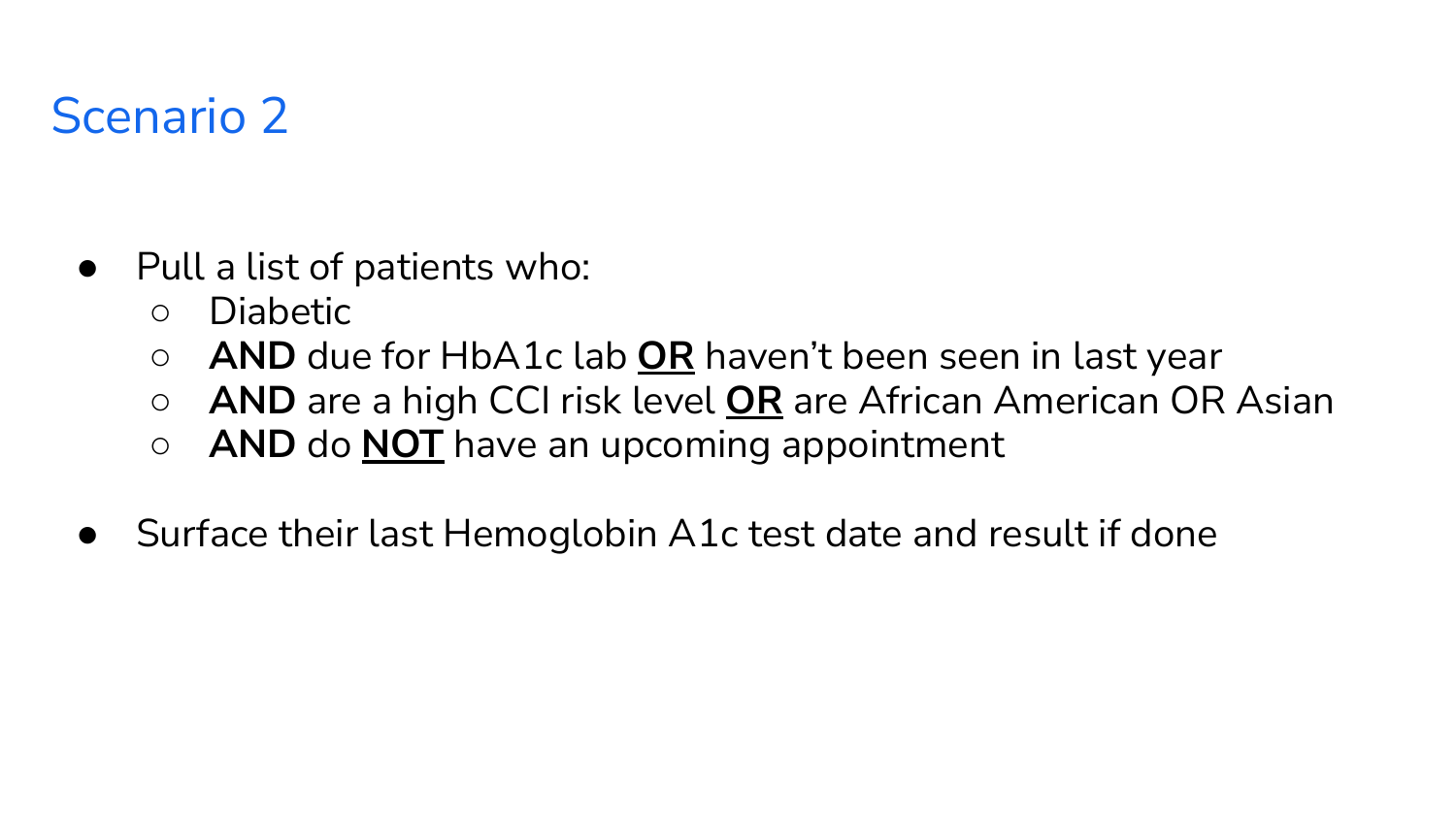# Scenario 2

- Pull a list of patients who:
  - Diabetic
  - **AND** due for HbA1c lab <u>**OR**</u> haven't been seen in last year
  - **AND** are a high CCI risk level <u>**OR**</u> are African American OR Asian
  - **AND** do <u>**NOT**</u> have an upcoming appointment
- Surface their last Hemoglobin A1c test date and result if done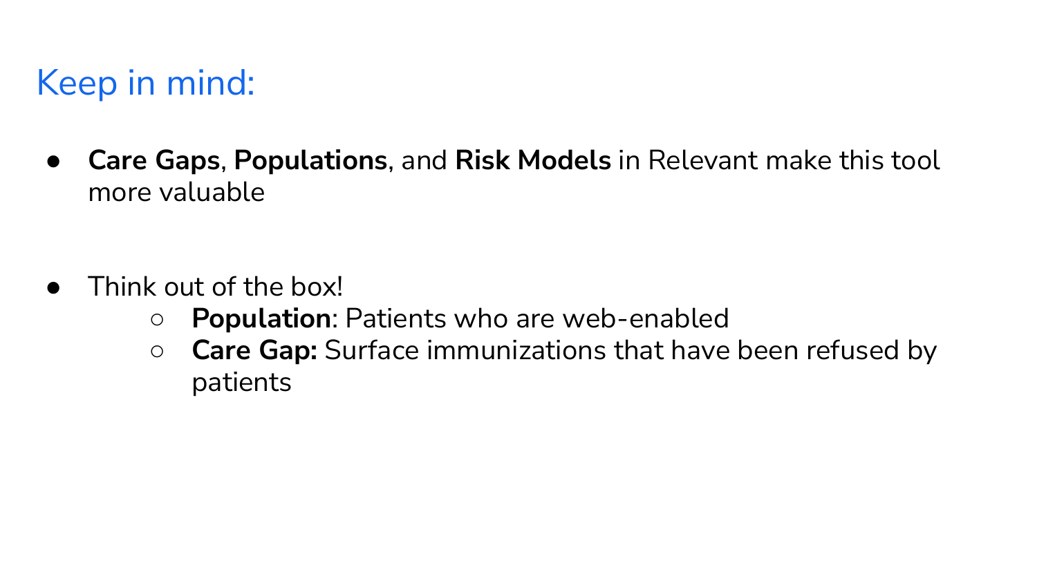# Keep in mind:

- **Care Gaps**, **Populations**, and **Risk Models** in Relevant make this tool more valuable

- Think out of the box!
  - **Population**: Patients who are web-enabled
  - **Care Gap:** Surface immunizations that have been refused by patients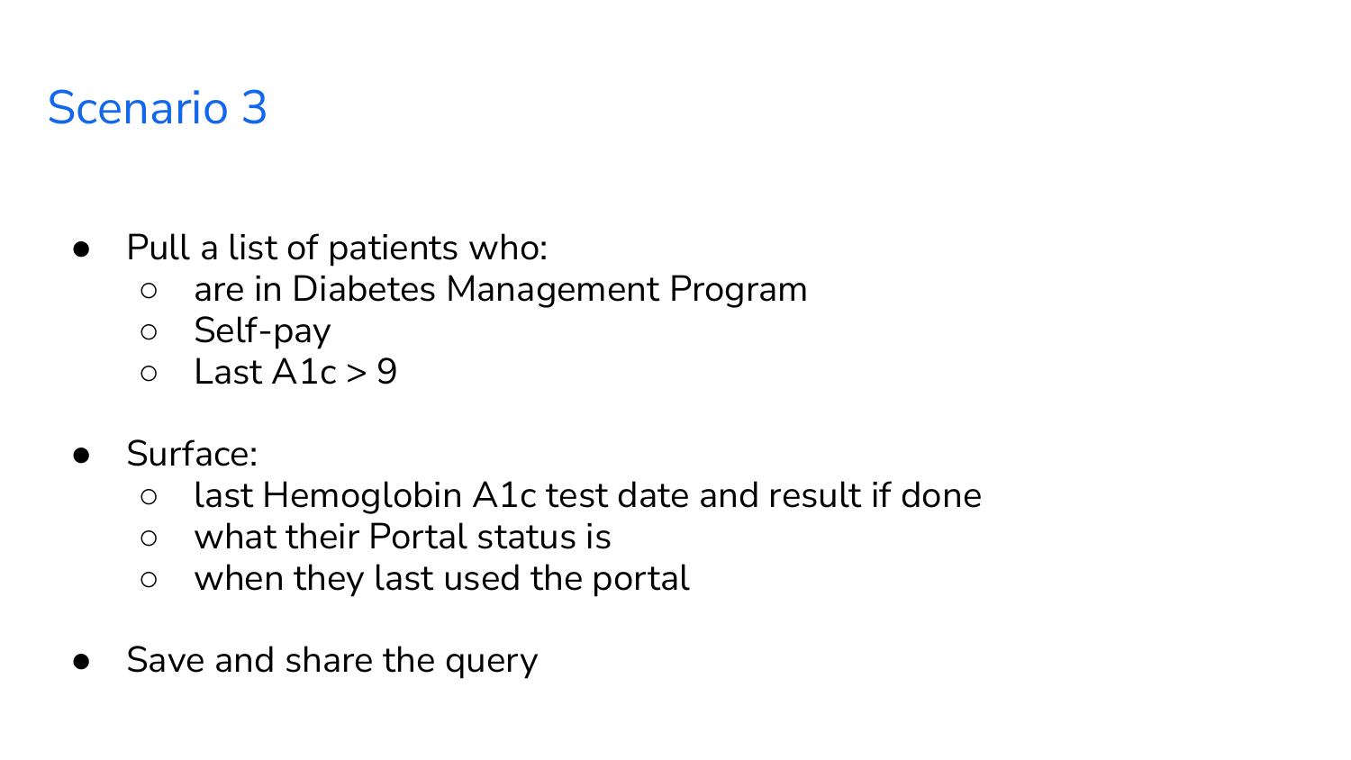# Scenario 3

- Pull a list of patients who:
  - are in Diabetes Management Program
  - Self-pay
  - Last A1c > 9

- Surface:
  - last Hemoglobin A1c test date and result if done
  - what their Portal status is
  - when they last used the portal

- Save and share the query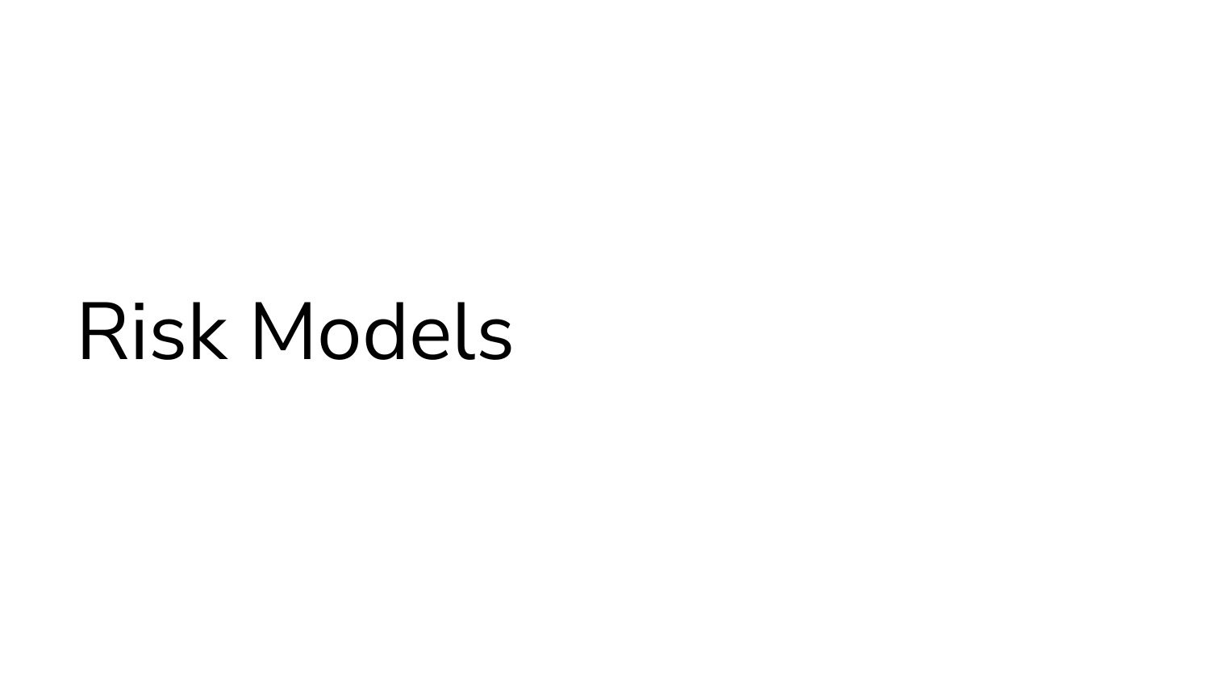# Risk Models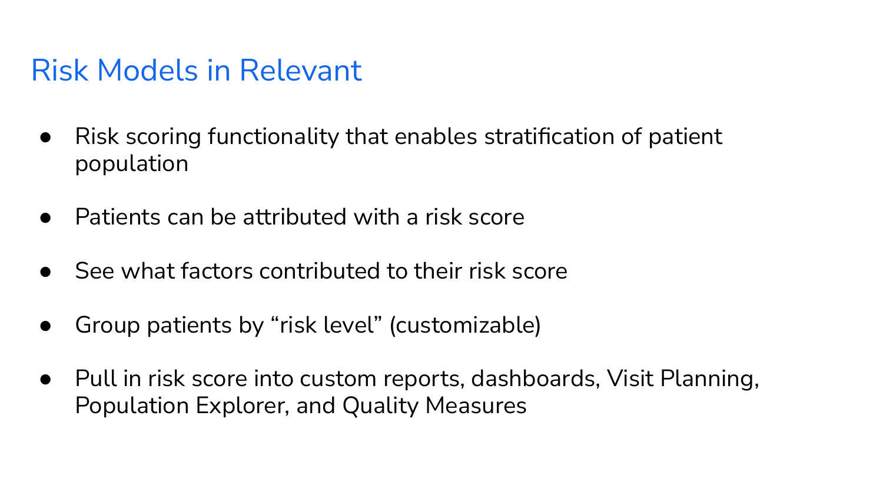# Risk Models in Relevant

- Risk scoring functionality that enables stratification of patient population

- Patients can be attributed with a risk score

- See what factors contributed to their risk score

- Group patients by “risk level” (customizable)

- Pull in risk score into custom reports, dashboards, Visit Planning, Population Explorer, and Quality Measures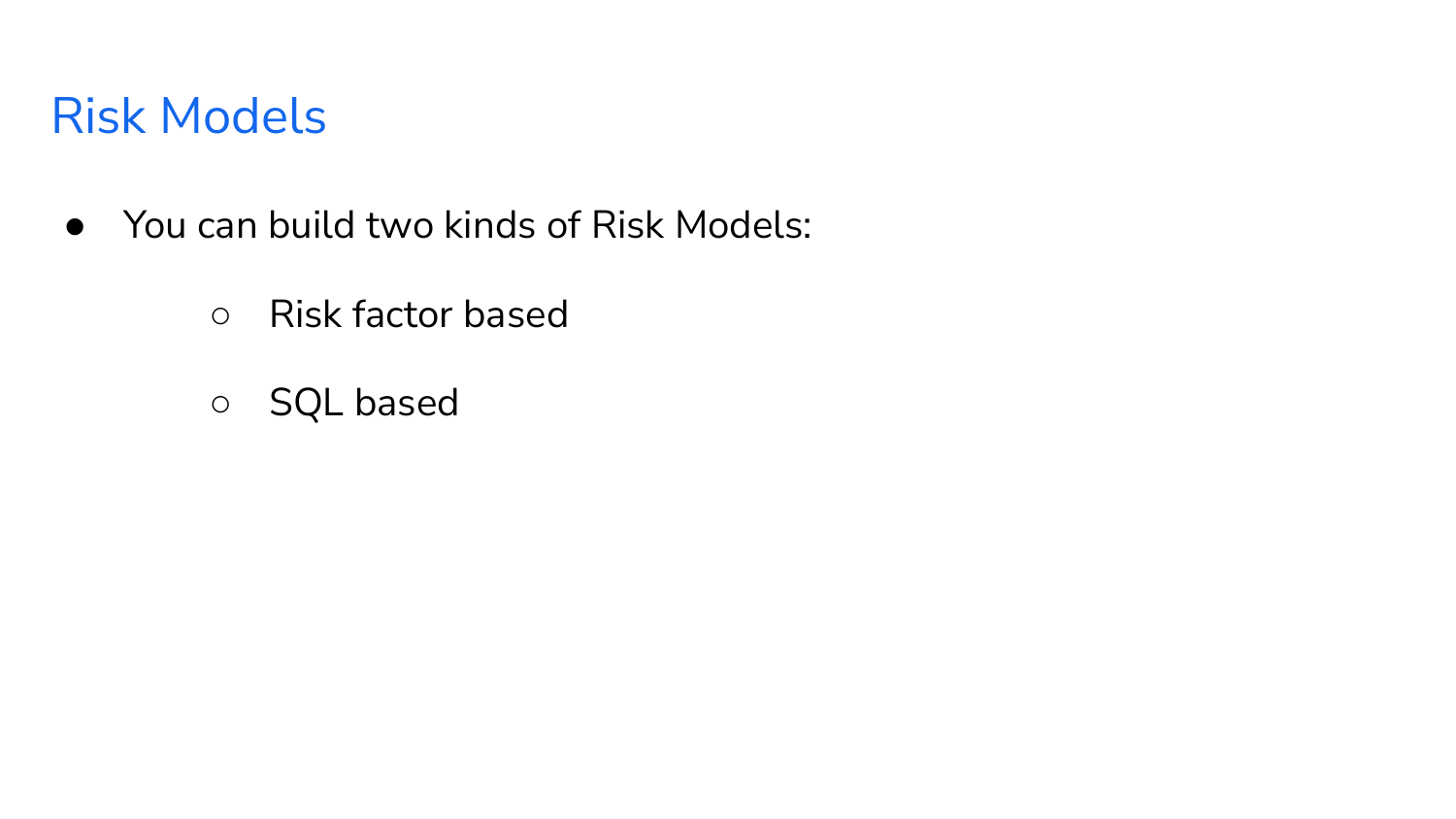# Risk Models

- You can build two kinds of Risk Models:
    - Risk factor based
    - SQL based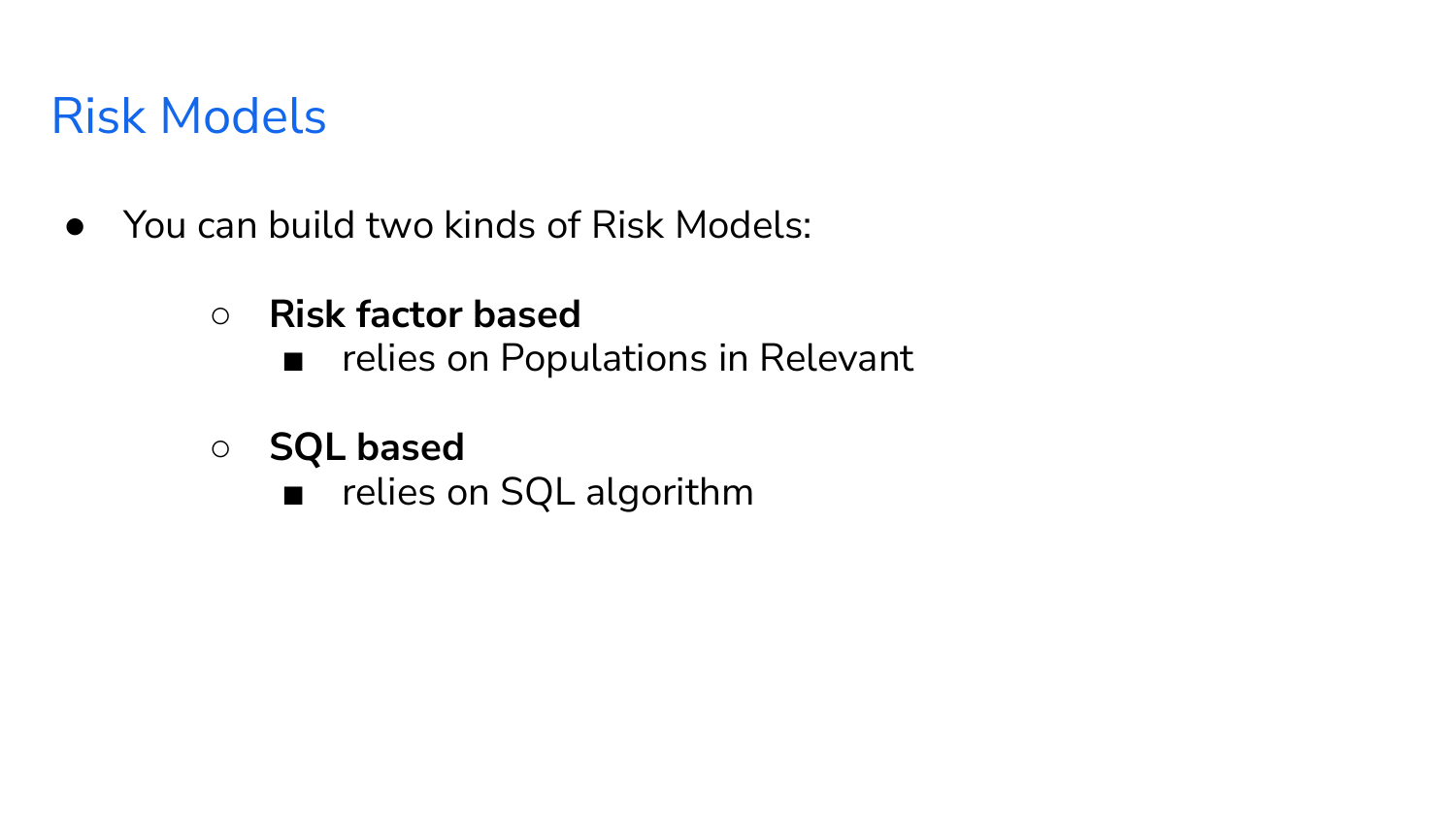# Risk Models

- You can build two kinds of Risk Models:
  - **Risk factor based**
    - relies on Populations in Relevant
  - **SQL based**
    - relies on SQL algorithm